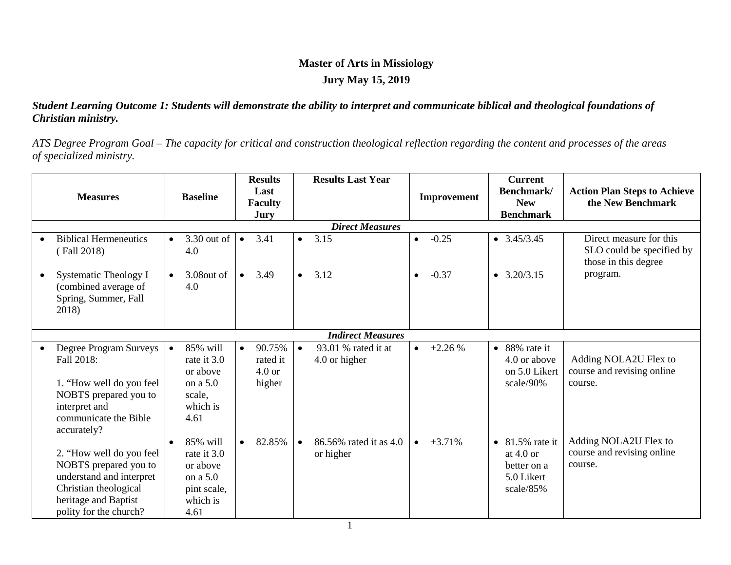**Master of Arts in Missiology**

**Jury May 15, 2019**

***Student Learning Outcome 1: Students will demonstrate the ability to interpret and communicate biblical and theological foundations of Christian ministry.***

*ATS Degree Program Goal – The capacity for critical and construction theological reflection regarding the content and processes of the areas of specialized ministry.*

| Measures | Baseline | Results Last Faculty Jury | Results Last Year | Improvement | Current Benchmark/ New Benchmark | Action Plan Steps to Achieve the New Benchmark |
|---|---|---|---|---|---|---|
| ***Direct Measures*** | | | | | | |
| • Biblical Hermeneutics ( Fall 2018) | • 3.30 out of 4.0 | • 3.41 | • 3.15 | • -0.25 | • 3.45/3.45 | Direct measure for this SLO could be specified by those in this degree program. |
| • Systematic Theology I (combined average of Spring, Summer, Fall 2018) | • 3.08out of 4.0 | • 3.49 | • 3.12 | • -0.37 | • 3.20/3.15 | |
| ***Indirect Measures*** | | | | | | |
| • Degree Program Surveys Fall 2018: 1. "How well do you feel NOBTS prepared you to interpret and communicate the Bible accurately? | • 85% will rate it 3.0 or above on a 5.0 scale, which is 4.61 | • 90.75% rated it 4.0 or higher | • 93.01 % rated it at 4.0 or higher | • +2.26 % | • 88% rate it 4.0 or above on 5.0 Likert scale/90% | Adding NOLA2U Flex to course and revising online course. |
| 2. "How well do you feel NOBTS prepared you to understand and interpret Christian theological heritage and Baptist polity for the church? | • 85% will rate it 3.0 or above on a 5.0 pint scale, which is 4.61 | • 82.85% | • 86.56% rated it as 4.0 or higher | • +3.71% | • 81.5% rate it at 4.0 or better on a 5.0 Likert scale/85% | Adding NOLA2U Flex to course and revising online course. |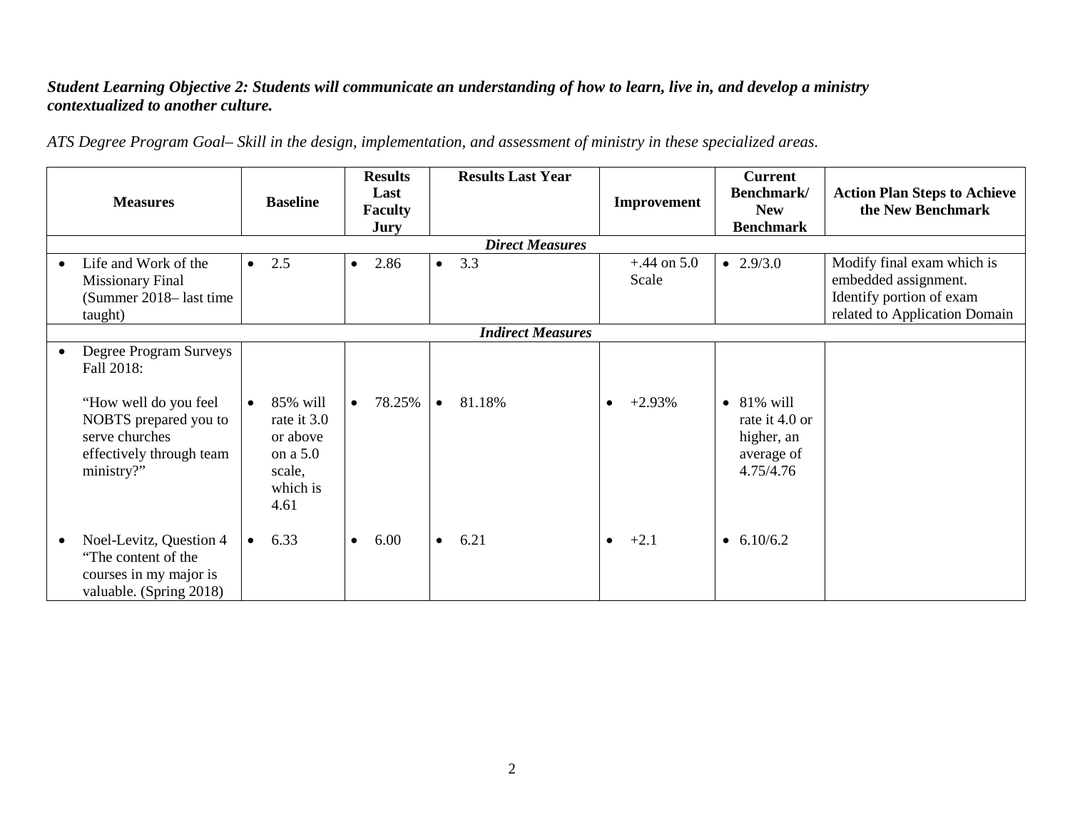***Student Learning Objective 2: Students will communicate an understanding of how to learn, live in, and develop a ministry contextualized to another culture.***

*ATS Degree Program Goal– Skill in the design, implementation, and assessment of ministry in these specialized areas.*

| Measures | Baseline | Results Last Faculty Jury | Results Last Year | Improvement | Current Benchmark/ New Benchmark | Action Plan Steps to Achieve the New Benchmark |
|---|---|---|---|---|---|---|
| ***Direct Measures*** | | | | | | |
| • Life and Work of the Missionary Final (Summer 2018– last time taught) | • 2.5 | • 2.86 | • 3.3 | +.44 on 5.0 Scale | • 2.9/3.0 | Modify final exam which is embedded assignment. Identify portion of exam related to Application Domain |
| ***Indirect Measures*** | | | | | | |
| • Degree Program Surveys Fall 2018: "How well do you feel NOBTS prepared you to serve churches effectively through team ministry?" | • 85% will rate it 3.0 or above on a 5.0 scale, which is 4.61 | • 78.25% | • 81.18% | • +2.93% | • 81% will rate it 4.0 or higher, an average of 4.75/4.76 | |
| • Noel-Levitz, Question 4 "The content of the courses in my major is valuable. (Spring 2018) | • 6.33 | • 6.00 | • 6.21 | • +2.1 | • 6.10/6.2 | |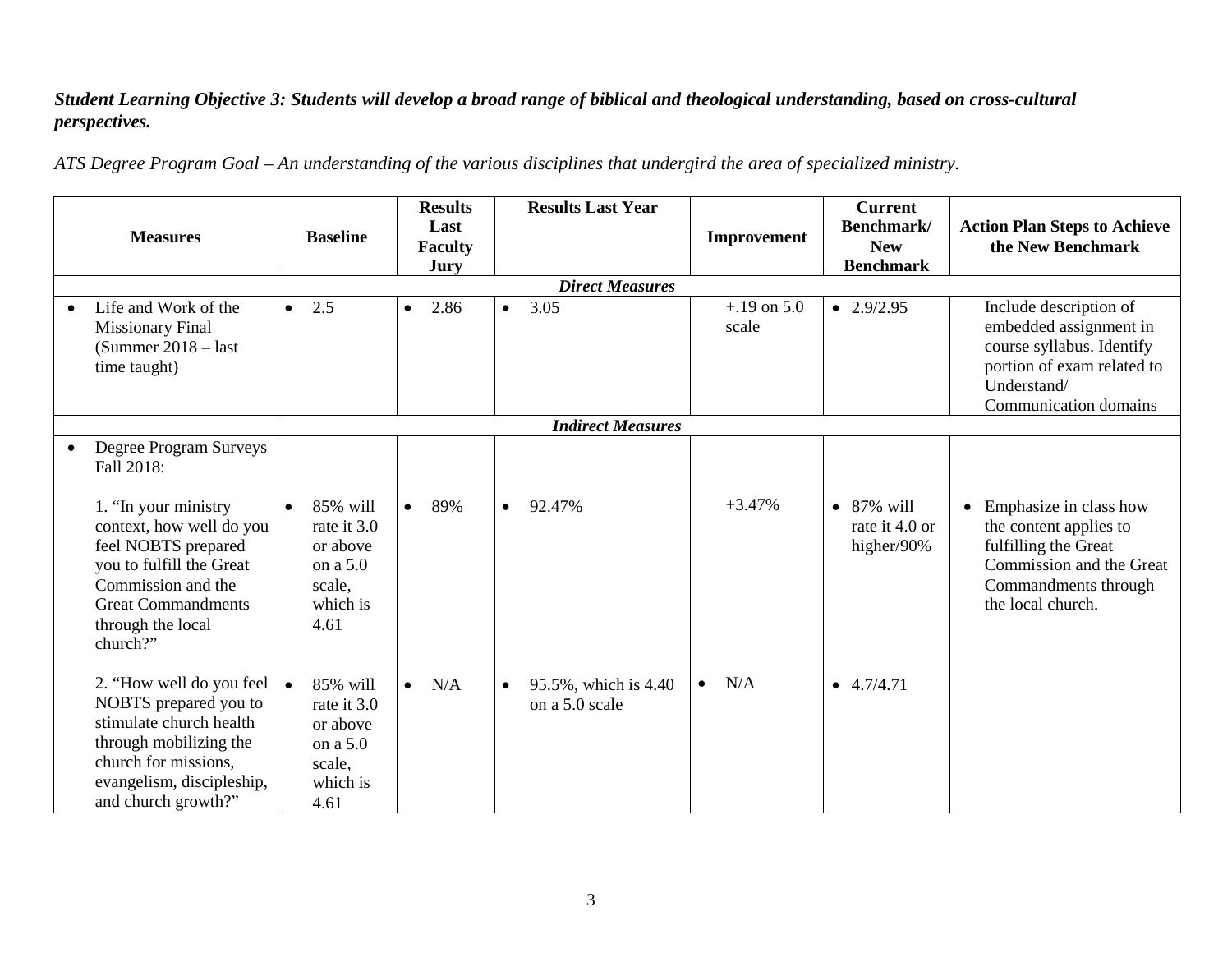***Student Learning Objective 3: Students will develop a broad range of biblical and theological understanding, based on cross-cultural perspectives.***

*ATS Degree Program Goal – An understanding of the various disciplines that undergird the area of specialized ministry.*

| Measures | Baseline | Results Last Faculty Jury | Results Last Year | Improvement | Current Benchmark/ New Benchmark | Action Plan Steps to Achieve the New Benchmark |
|---|---|---|---|---|---|---|
| ***Direct Measures*** | | | | | | |
| • Life and Work of the Missionary Final (Summer 2018 – last time taught) | • 2.5 | • 2.86 | • 3.05 | +.19 on 5.0 scale | • 2.9/2.95 | Include description of embedded assignment in course syllabus. Identify portion of exam related to Understand/ Communication domains |
| ***Indirect Measures*** | | | | | | |
| • Degree Program Surveys Fall 2018: | | | | | | |
| 1. "In your ministry context, how well do you feel NOBTS prepared you to fulfill the Great Commission and the Great Commandments through the local church?" | • 85% will rate it 3.0 or above on a 5.0 scale, which is 4.61 | • 89% | • 92.47% | +3.47% | • 87% will rate it 4.0 or higher/90% | • Emphasize in class how the content applies to fulfilling the Great Commission and the Great Commandments through the local church. |
| 2. "How well do you feel NOBTS prepared you to stimulate church health through mobilizing the church for missions, evangelism, discipleship, and church growth?" | • 85% will rate it 3.0 or above on a 5.0 scale, which is 4.61 | • N/A | • 95.5%, which is 4.40 on a 5.0 scale | • N/A | • 4.7/4.71 | |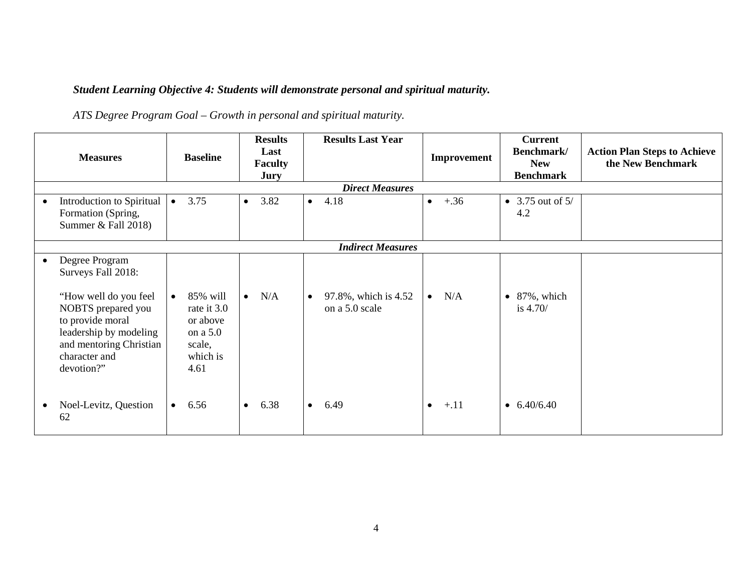***Student Learning Objective 4: Students will demonstrate personal and spiritual maturity.***

*ATS Degree Program Goal – Growth in personal and spiritual maturity.*

| Measures | Baseline | Results Last Faculty Jury | Results Last Year | Improvement | Current Benchmark/ New Benchmark | Action Plan Steps to Achieve the New Benchmark |
|---|---|---|---|---|---|---|
| ***Direct Measures*** | | | | | | |
| • Introduction to Spiritual Formation (Spring, Summer & Fall 2018) | • 3.75 | • 3.82 | • 4.18 | • +.36 | • 3.75 out of 5/ 4.2 | |
| ***Indirect Measures*** | | | | | | |
| • Degree Program Surveys Fall 2018: “How well do you feel NOBTS prepared you to provide moral leadership by modeling and mentoring Christian character and devotion?” | • 85% will rate it 3.0 or above on a 5.0 scale, which is 4.61 | • N/A | • 97.8%, which is 4.52 on a 5.0 scale | • N/A | • 87%, which is 4.70/ | |
| • Noel-Levitz, Question 62 | • 6.56 | • 6.38 | • 6.49 | • +.11 | • 6.40/6.40 | |